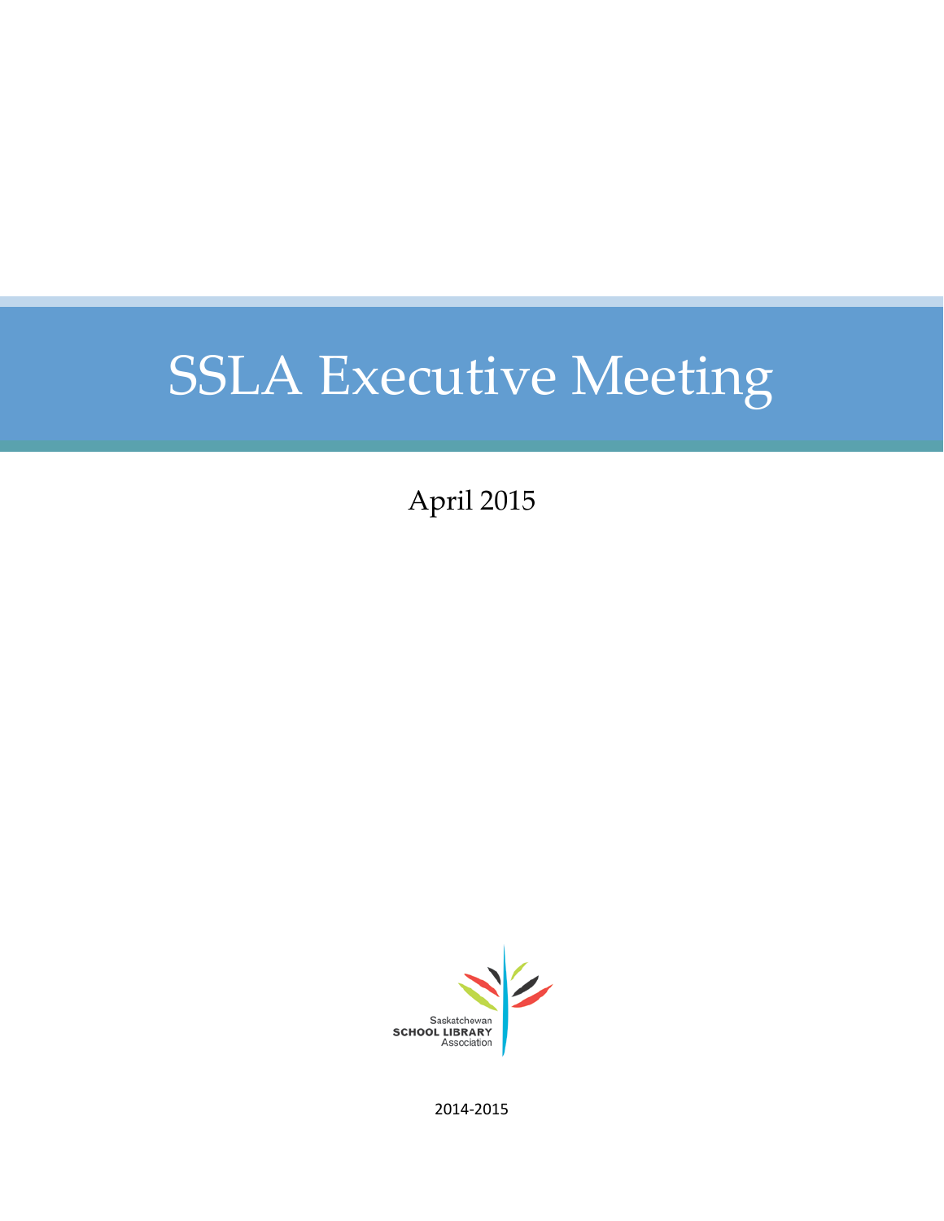# SSLA Executive Meeting

April 2015

Saskatchewan
SCHOOL LIBRARY
Association

2014-2015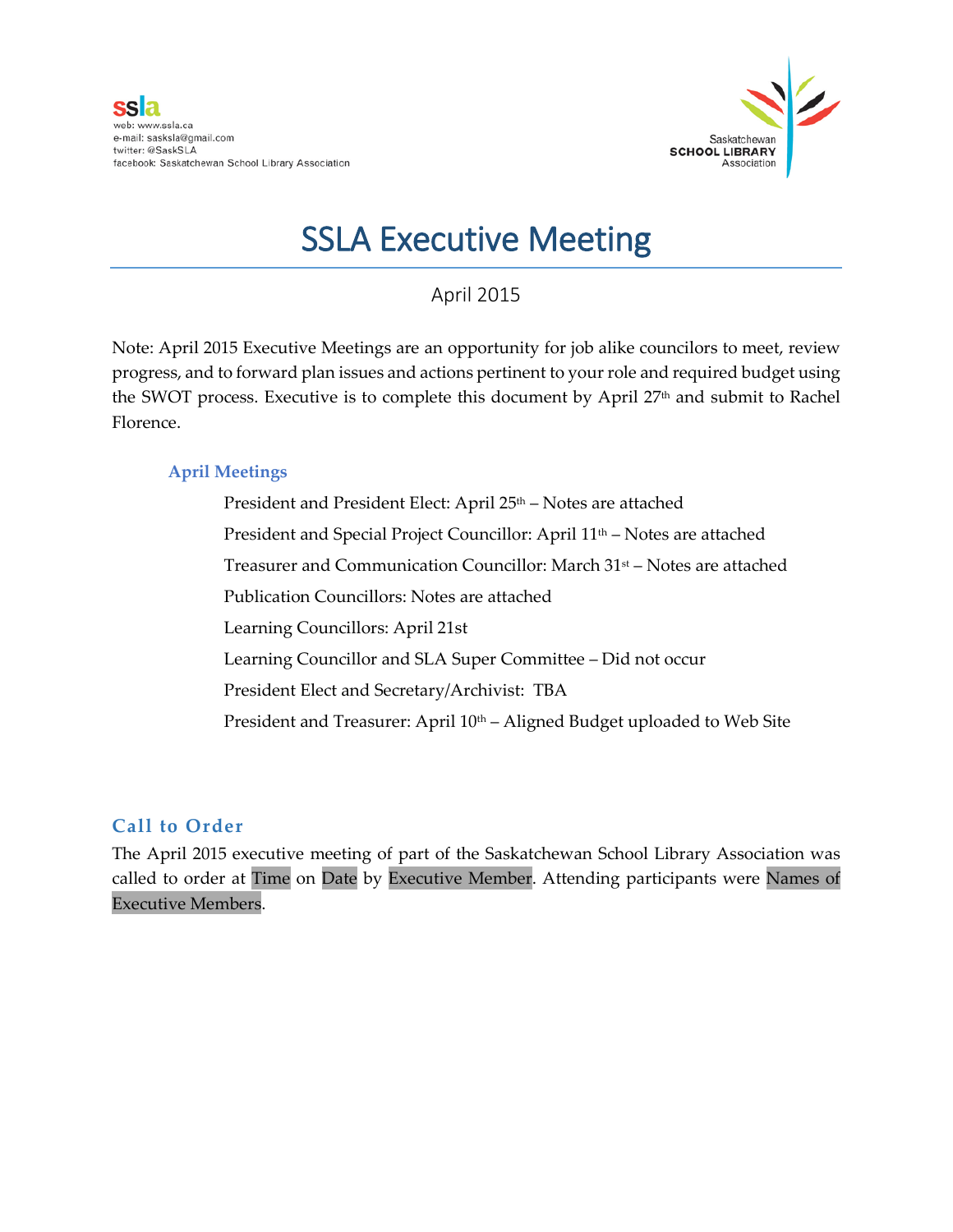ssla
web: www.ssla.ca
e-mail: sasksla@gmail.com
twitter: @SaskSLA
facebook: Saskatchewan School Library Association

Saskatchewan SCHOOL LIBRARY Association

# SSLA Executive Meeting

April 2015

Note: April 2015 Executive Meetings are an opportunity for job alike councilors to meet, review progress, and to forward plan issues and actions pertinent to your role and required budget using the SWOT process. Executive is to complete this document by April 27th and submit to Rachel Florence.

### April Meetings

President and President Elect: April 25th – Notes are attached

President and Special Project Councillor: April 11th – Notes are attached

Treasurer and Communication Councillor: March 31st – Notes are attached

Publication Councillors: Notes are attached

Learning Councillors: April 21st

Learning Councillor and SLA Super Committee – Did not occur

President Elect and Secretary/Archivist: TBA

President and Treasurer: April 10th – Aligned Budget uploaded to Web Site

## Call to Order

The April 2015 executive meeting of part of the Saskatchewan School Library Association was called to order at Time on Date by Executive Member. Attending participants were Names of Executive Members.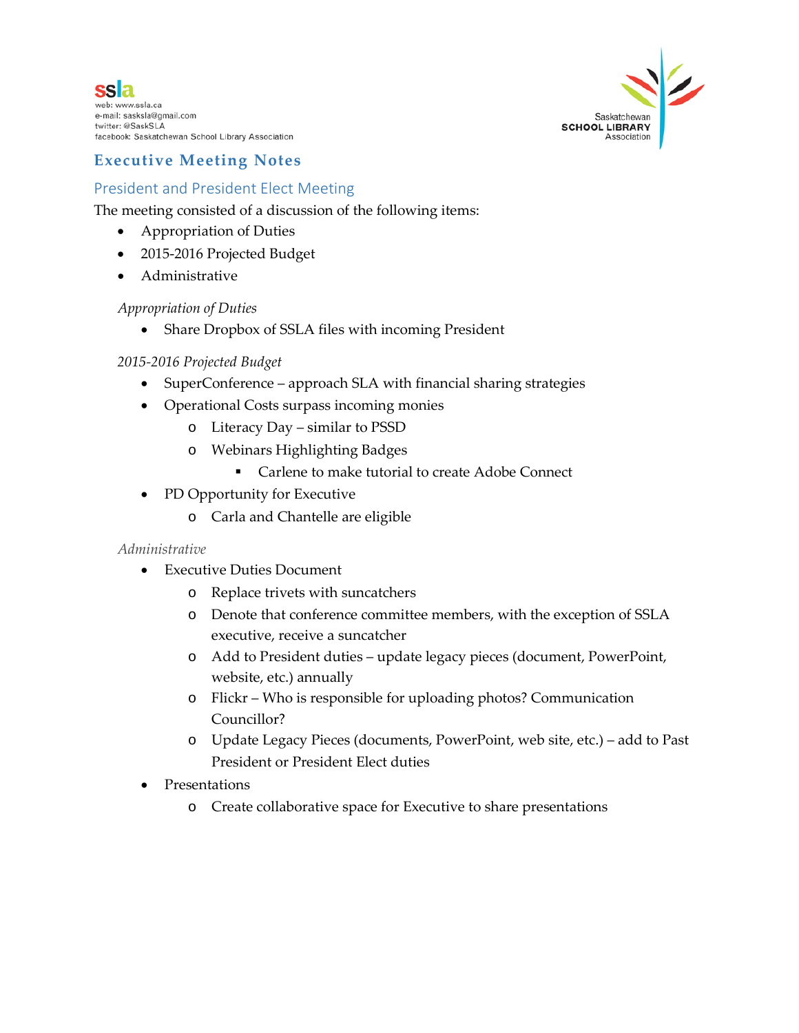ssla
web: www.ssla.ca
e-mail: sasksla@gmail.com
twitter: @SaskSLA
facebook: Saskatchewan School Library Association

Saskatchewan SCHOOL LIBRARY Association

# Executive Meeting Notes

## President and President Elect Meeting

The meeting consisted of a discussion of the following items:

- Appropriation of Duties
- 2015-2016 Projected Budget
- Administrative

*Appropriation of Duties*

- Share Dropbox of SSLA files with incoming President

*2015-2016 Projected Budget*

- SuperConference – approach SLA with financial sharing strategies
- Operational Costs surpass incoming monies
  - Literacy Day – similar to PSSD
  - Webinars Highlighting Badges
    - Carlene to make tutorial to create Adobe Connect
- PD Opportunity for Executive
  - Carla and Chantelle are eligible

*Administrative*

- Executive Duties Document
  - Replace trivets with suncatchers
  - Denote that conference committee members, with the exception of SSLA executive, receive a suncatcher
  - Add to President duties – update legacy pieces (document, PowerPoint, website, etc.) annually
  - Flickr – Who is responsible for uploading photos? Communication Councillor?
  - Update Legacy Pieces (documents, PowerPoint, web site, etc.) – add to Past President or President Elect duties
- Presentations
  - Create collaborative space for Executive to share presentations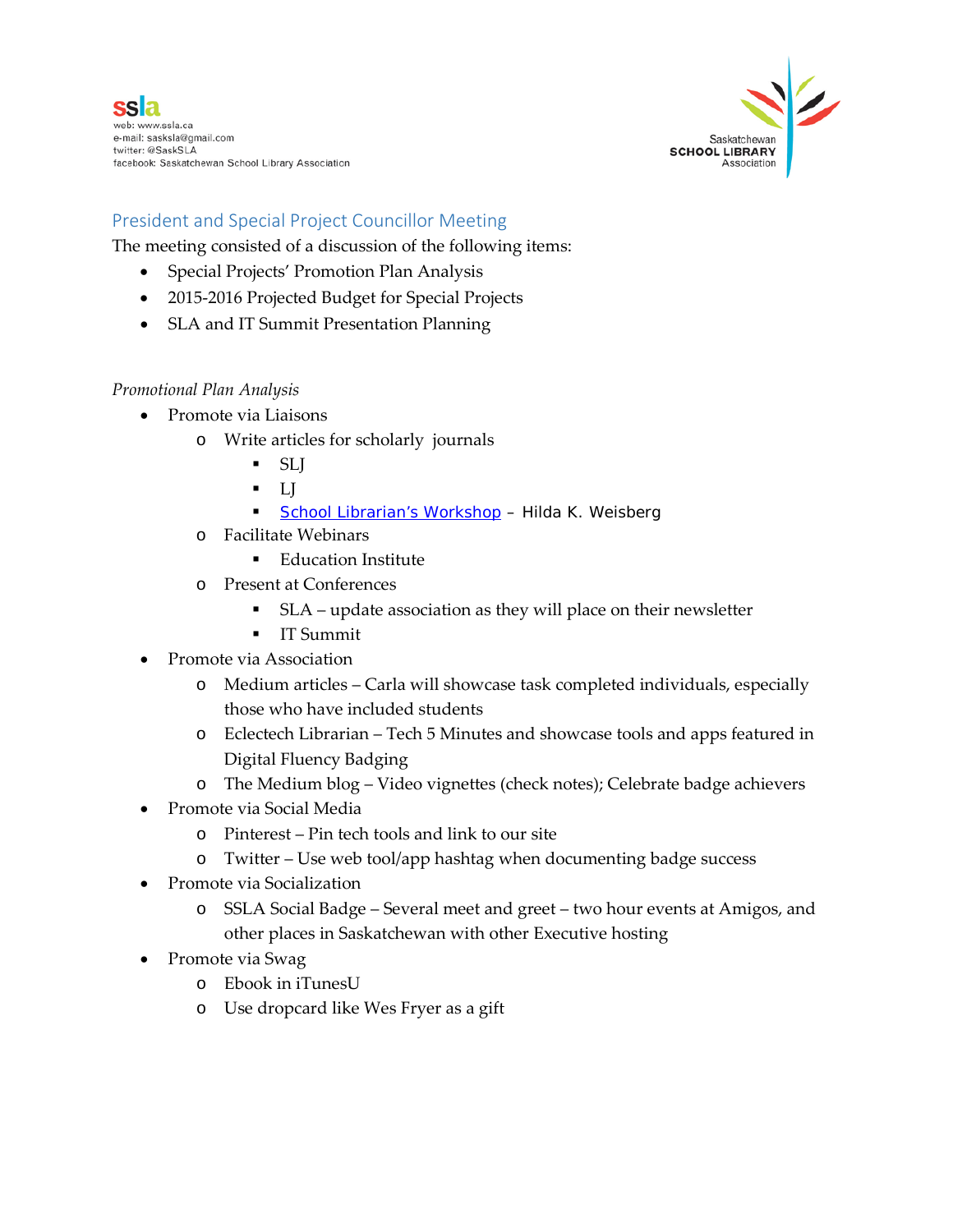ssla
web: www.ssla.ca
e-mail: sasksla@gmail.com
twitter: @SaskSLA
facebook: Saskatchewan School Library Association

Saskatchewan SCHOOL LIBRARY Association

## President and Special Project Councillor Meeting

The meeting consisted of a discussion of the following items:

- Special Projects' Promotion Plan Analysis
- 2015-2016 Projected Budget for Special Projects
- SLA and IT Summit Presentation Planning

*Promotional Plan Analysis*

- Promote via Liaisons
  - Write articles for scholarly journals
    - SLJ
    - LJ
    - School Librarian's Workshop – Hilda K. Weisberg
  - Facilitate Webinars
    - Education Institute
  - Present at Conferences
    - SLA – update association as they will place on their newsletter
    - IT Summit
- Promote via Association
  - Medium articles – Carla will showcase task completed individuals, especially those who have included students
  - Eclectech Librarian – Tech 5 Minutes and showcase tools and apps featured in Digital Fluency Badging
  - The Medium blog – Video vignettes (check notes); Celebrate badge achievers
- Promote via Social Media
  - Pinterest – Pin tech tools and link to our site
  - Twitter – Use web tool/app hashtag when documenting badge success
- Promote via Socialization
  - SSLA Social Badge – Several meet and greet – two hour events at Amigos, and other places in Saskatchewan with other Executive hosting
- Promote via Swag
  - Ebook in iTunesU
  - Use dropcard like Wes Fryer as a gift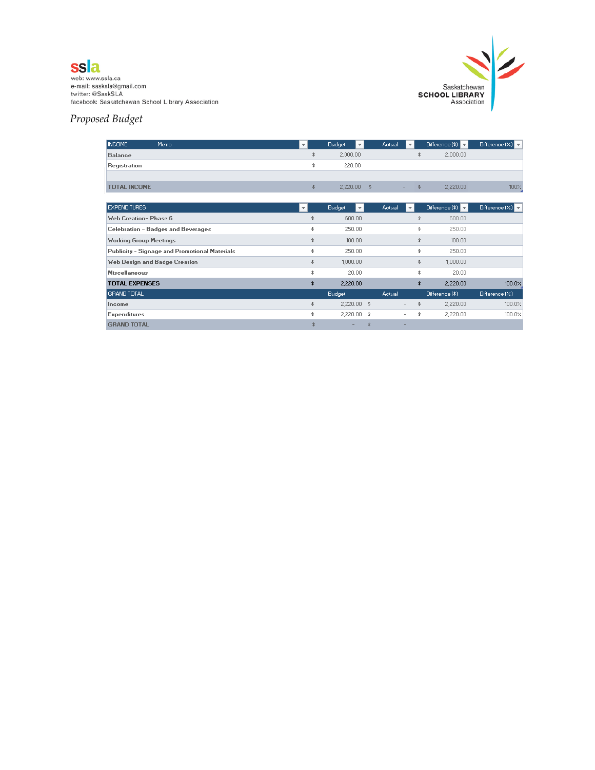ssla

web: www.ssla.ca
e-mail: sasksla@gmail.com
twitter: @SaskSLA
facebook: Saskatchewan School Library Association

Saskatchewan **SCHOOL LIBRARY** Association

*Proposed Budget*

| INCOME | Memo | Budget | Actual | Difference ($) | Difference (%) |
|---|---|---|---|---|---|
| Balance | | $ 2,000.00 | | $ 2,000.00 | |
| Registration | | $ 220.00 | | | |
| | | | | | |
| TOTAL INCOME | | $ 2,220.00 | $ - | $ 2,220.00 | 100% |

| EXPENDITURES | Budget | Actual | Difference ($) | Difference (%) |
|---|---|---|---|---|
| Web Creation– Phase 6 | $ 600.00 | | $ 600.00 | |
| Celebration – Badges and Beverages | $ 250.00 | | $ 250.00 | |
| Working Group Meetings | $ 100.00 | | $ 100.00 | |
| Publicity - Signage and Promotional Materials | $ 250.00 | | $ 250.00 | |
| Web Design and Badge Creation | $ 1,000.00 | | $ 1,000.00 | |
| Miscellaneous | $ 20.00 | | $ 20.00 | |
| **TOTAL EXPENSES** | $ 2,220.00 | | $ 2,220.00 | 100.0% |

| GRAND TOTAL | Budget | Actual | Difference ($) | Difference (%) |
|---|---|---|---|---|
| Income | $ 2,220.00 | $ - | $ 2,220.00 | 100.0% |
| Expenditures | $ 2,220.00 | $ - | $ 2,220.00 | 100.0% |
| GRAND TOTAL | $ - | $ - | | |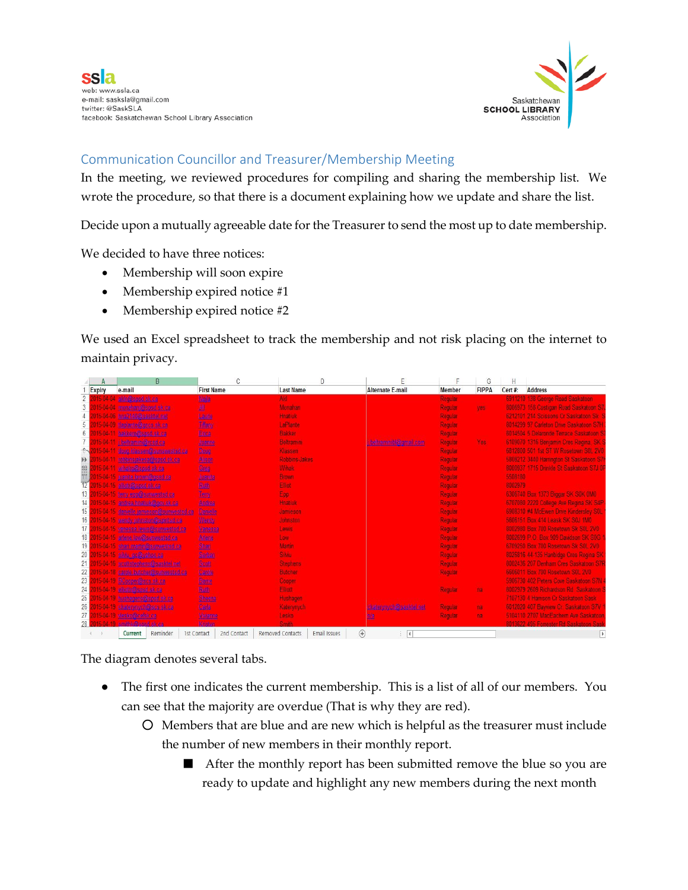## Communication Councillor and Treasurer/Membership Meeting

In the meeting, we reviewed procedures for compiling and sharing the membership list. We wrote the procedure, so that there is a document explaining how we update and share the list.

Decide upon a mutually agreeable date for the Treasurer to send the most up to date membership.

We decided to have three notices:

- Membership will soon expire
- Membership expired notice #1
- Membership expired notice #2

We used an Excel spreadsheet to track the membership and not risk placing on the internet to maintain privacy.

| Expiry | e-mail | First Name | Last Name | Alternate E-mail | Member | FIPPA | Cert #: | Address |
|---|---|---|---|---|---|---|---|---|

Tabs: Current | Reminder | 1st Contact | 2nd Contact | Removed Contacts | Email Issues

The diagram denotes several tabs.

- The first one indicates the current membership. This is a list of all of our members. You can see that the majority are overdue (That is why they are red).
  - Members that are blue and are new which is helpful as the treasurer must include the number of new members in their monthly report.
    - After the monthly report has been submitted remove the blue so you are ready to update and highlight any new members during the next month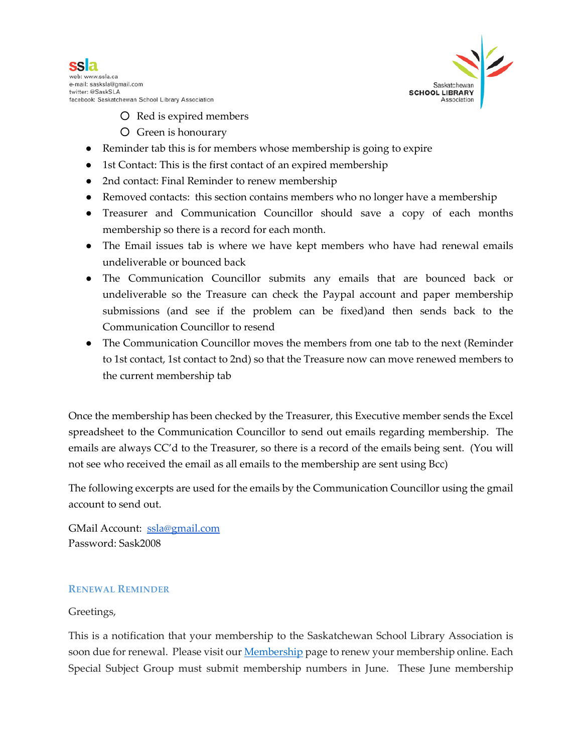- Red is expired members
    - Green is honourary
- Reminder tab this is for members whose membership is going to expire
- 1st Contact: This is the first contact of an expired membership
- 2nd contact: Final Reminder to renew membership
- Removed contacts: this section contains members who no longer have a membership
- Treasurer and Communication Councillor should save a copy of each months membership so there is a record for each month.
- The Email issues tab is where we have kept members who have had renewal emails undeliverable or bounced back
- The Communication Councillor submits any emails that are bounced back or undeliverable so the Treasure can check the Paypal account and paper membership submissions (and see if the problem can be fixed)and then sends back to the Communication Councillor to resend
- The Communication Councillor moves the members from one tab to the next (Reminder to 1st contact, 1st contact to 2nd) so that the Treasure now can move renewed members to the current membership tab

Once the membership has been checked by the Treasurer, this Executive member sends the Excel spreadsheet to the Communication Councillor to send out emails regarding membership. The emails are always CC'd to the Treasurer, so there is a record of the emails being sent. (You will not see who received the email as all emails to the membership are sent using Bcc)

The following excerpts are used for the emails by the Communication Councillor using the gmail account to send out.

GMail Account: ssla@gmail.com
Password: Sask2008

### Renewal Reminder

Greetings,

This is a notification that your membership to the Saskatchewan School Library Association is soon due for renewal. Please visit our Membership page to renew your membership online. Each Special Subject Group must submit membership numbers in June. These June membership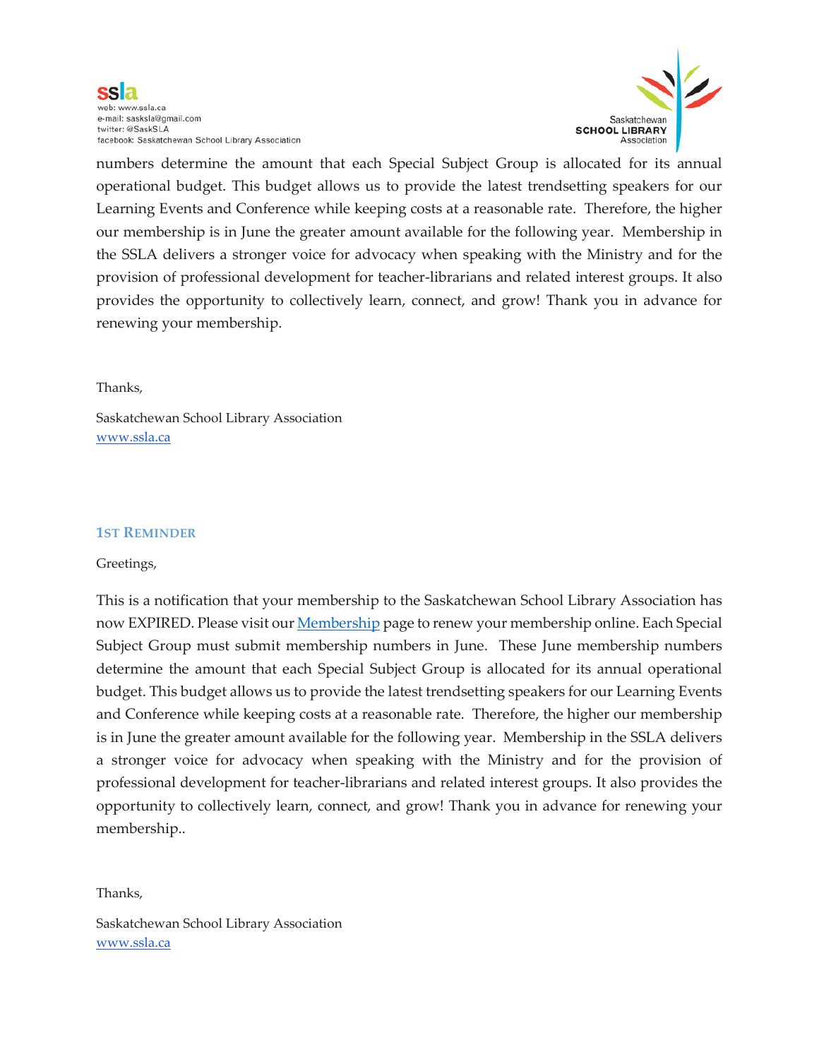numbers determine the amount that each Special Subject Group is allocated for its annual operational budget. This budget allows us to provide the latest trendsetting speakers for our Learning Events and Conference while keeping costs at a reasonable rate. Therefore, the higher our membership is in June the greater amount available for the following year. Membership in the SSLA delivers a stronger voice for advocacy when speaking with the Ministry and for the provision of professional development for teacher-librarians and related interest groups. It also provides the opportunity to collectively learn, connect, and grow! Thank you in advance for renewing your membership.

Thanks,

Saskatchewan School Library Association
[www.ssla.ca](http://www.ssla.ca)

### 1st Reminder

Greetings,

This is a notification that your membership to the Saskatchewan School Library Association has now EXPIRED. Please visit our [Membership]() page to renew your membership online. Each Special Subject Group must submit membership numbers in June. These June membership numbers determine the amount that each Special Subject Group is allocated for its annual operational budget. This budget allows us to provide the latest trendsetting speakers for our Learning Events and Conference while keeping costs at a reasonable rate. Therefore, the higher our membership is in June the greater amount available for the following year. Membership in the SSLA delivers a stronger voice for advocacy when speaking with the Ministry and for the provision of professional development for teacher-librarians and related interest groups. It also provides the opportunity to collectively learn, connect, and grow! Thank you in advance for renewing your membership..

Thanks,

Saskatchewan School Library Association
[www.ssla.ca](http://www.ssla.ca)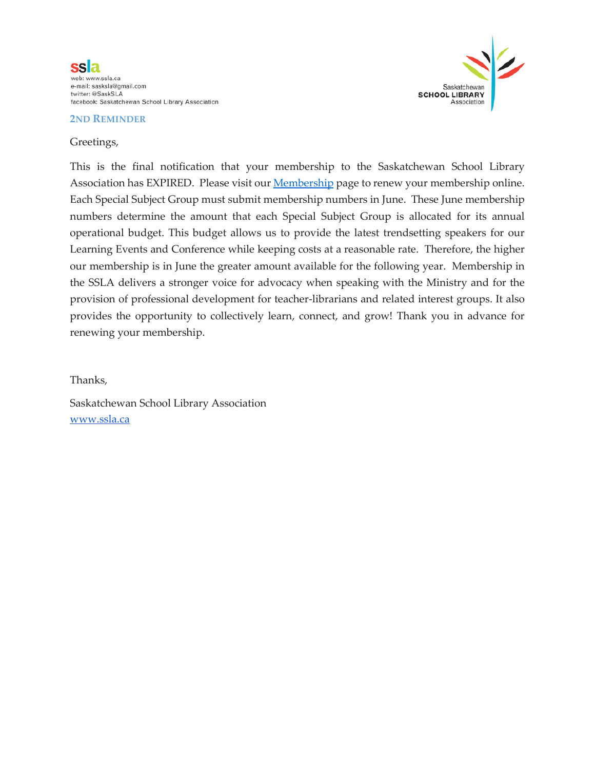ssla
web: www.ssla.ca
e-mail: sasksla@gmail.com
twitter: @SaskSLA
facebook: Saskatchewan School Library Association

Saskatchewan SCHOOL LIBRARY Association

**2ND REMINDER**

Greetings,

This is the final notification that your membership to the Saskatchewan School Library Association has EXPIRED. Please visit our [Membership]() page to renew your membership online. Each Special Subject Group must submit membership numbers in June. These June membership numbers determine the amount that each Special Subject Group is allocated for its annual operational budget. This budget allows us to provide the latest trendsetting speakers for our Learning Events and Conference while keeping costs at a reasonable rate. Therefore, the higher our membership is in June the greater amount available for the following year. Membership in the SSLA delivers a stronger voice for advocacy when speaking with the Ministry and for the provision of professional development for teacher-librarians and related interest groups. It also provides the opportunity to collectively learn, connect, and grow! Thank you in advance for renewing your membership.

Thanks,

Saskatchewan School Library Association
[www.ssla.ca](http://www.ssla.ca)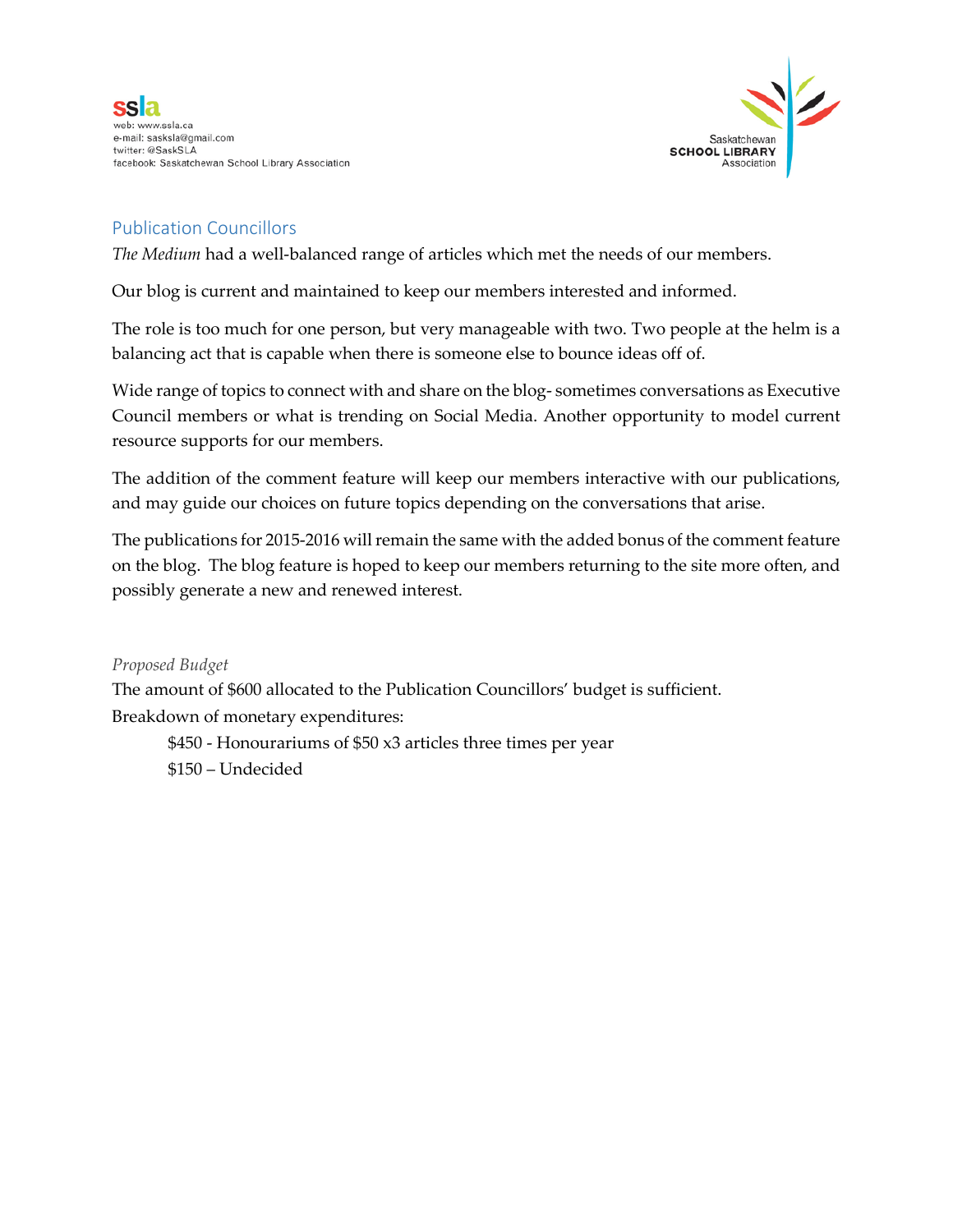## Publication Councillors

*The Medium* had a well-balanced range of articles which met the needs of our members.

Our blog is current and maintained to keep our members interested and informed.

The role is too much for one person, but very manageable with two. Two people at the helm is a balancing act that is capable when there is someone else to bounce ideas off of.

Wide range of topics to connect with and share on the blog- sometimes conversations as Executive Council members or what is trending on Social Media. Another opportunity to model current resource supports for our members.

The addition of the comment feature will keep our members interactive with our publications, and may guide our choices on future topics depending on the conversations that arise.

The publications for 2015-2016 will remain the same with the added bonus of the comment feature on the blog. The blog feature is hoped to keep our members returning to the site more often, and possibly generate a new and renewed interest.

*Proposed Budget*

The amount of $600 allocated to the Publication Councillors' budget is sufficient.

Breakdown of monetary expenditures:

- $450 - Honourariums of $50 x3 articles three times per year
- $150 – Undecided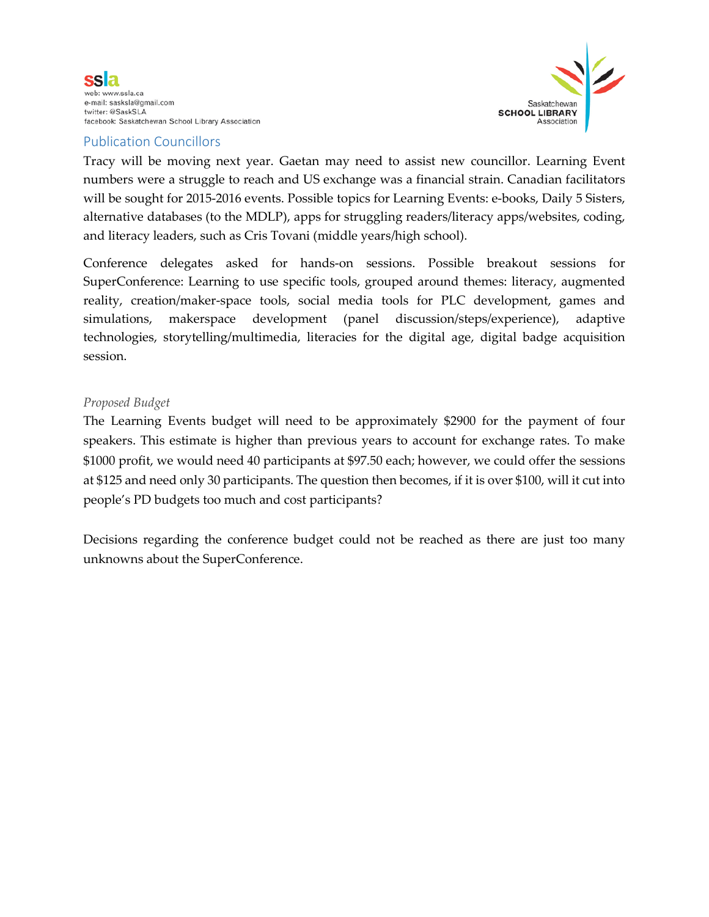## Publication Councillors

Tracy will be moving next year. Gaetan may need to assist new councillor. Learning Event numbers were a struggle to reach and US exchange was a financial strain. Canadian facilitators will be sought for 2015-2016 events. Possible topics for Learning Events: e-books, Daily 5 Sisters, alternative databases (to the MDLP), apps for struggling readers/literacy apps/websites, coding, and literacy leaders, such as Cris Tovani (middle years/high school).

Conference delegates asked for hands-on sessions. Possible breakout sessions for SuperConference: Learning to use specific tools, grouped around themes: literacy, augmented reality, creation/maker-space tools, social media tools for PLC development, games and simulations, makerspace development (panel discussion/steps/experience), adaptive technologies, storytelling/multimedia, literacies for the digital age, digital badge acquisition session.

*Proposed Budget*

The Learning Events budget will need to be approximately $2900 for the payment of four speakers. This estimate is higher than previous years to account for exchange rates. To make $1000 profit, we would need 40 participants at $97.50 each; however, we could offer the sessions at $125 and need only 30 participants. The question then becomes, if it is over $100, will it cut into people's PD budgets too much and cost participants?

Decisions regarding the conference budget could not be reached as there are just too many unknowns about the SuperConference.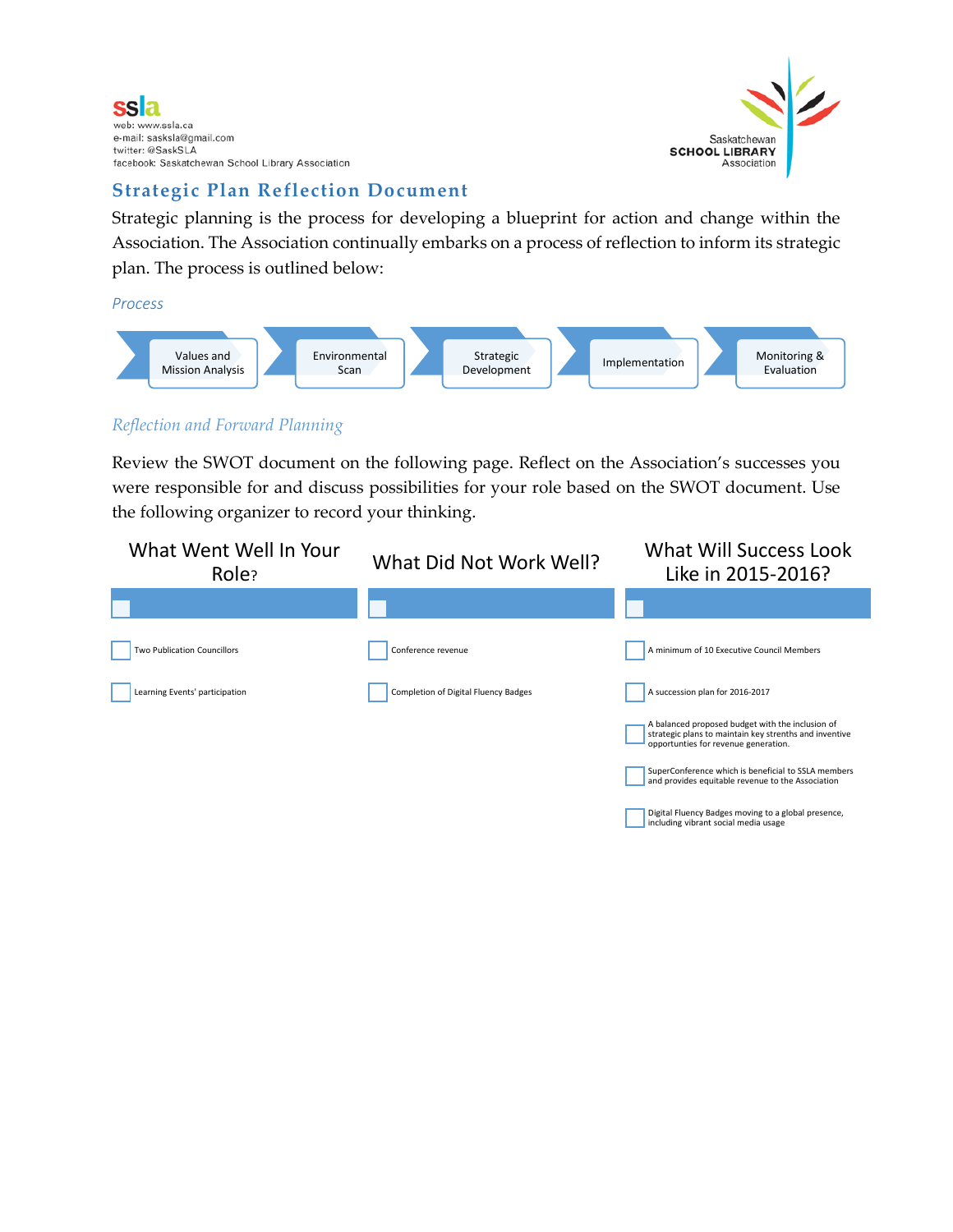ssla

web: www.ssla.ca
e-mail: sasksla@gmail.com
twitter: @SaskSLA
facebook: Saskatchewan School Library Association

Saskatchewan **SCHOOL LIBRARY** Association

## Strategic Plan Reflection Document

Strategic planning is the process for developing a blueprint for action and change within the Association. The Association continually embarks on a process of reflection to inform its strategic plan. The process is outlined below:

### *Process*

Values and Mission Analysis → Environmental Scan → Strategic Development → Implementation → Monitoring & Evaluation

### *Reflection and Forward Planning*

Review the SWOT document on the following page. Reflect on the Association's successes you were responsible for and discuss possibilities for your role based on the SWOT document. Use the following organizer to record your thinking.

| What Went Well In Your Role? | What Did Not Work Well? | What Will Success Look Like in 2015-2016? |
|---|---|---|
| ☐ | ☐ | ☐ |
| ☐ Two Publication Councillors | ☐ Conference revenue | ☐ A minimum of 10 Executive Council Members |
| ☐ Learning Events' participation | ☐ Completion of Digital Fluency Badges | ☐ A succession plan for 2016-2017 |
| | | ☐ A balanced proposed budget with the inclusion of strategic plans to maintain key strenths and inventive opportunities for revenue generation. |
| | | ☐ SuperConference which is beneficial to SSLA members and provides equitable revenue to the Association |
| | | ☐ Digital Fluency Badges moving to a global presence, including vibrant social media usage |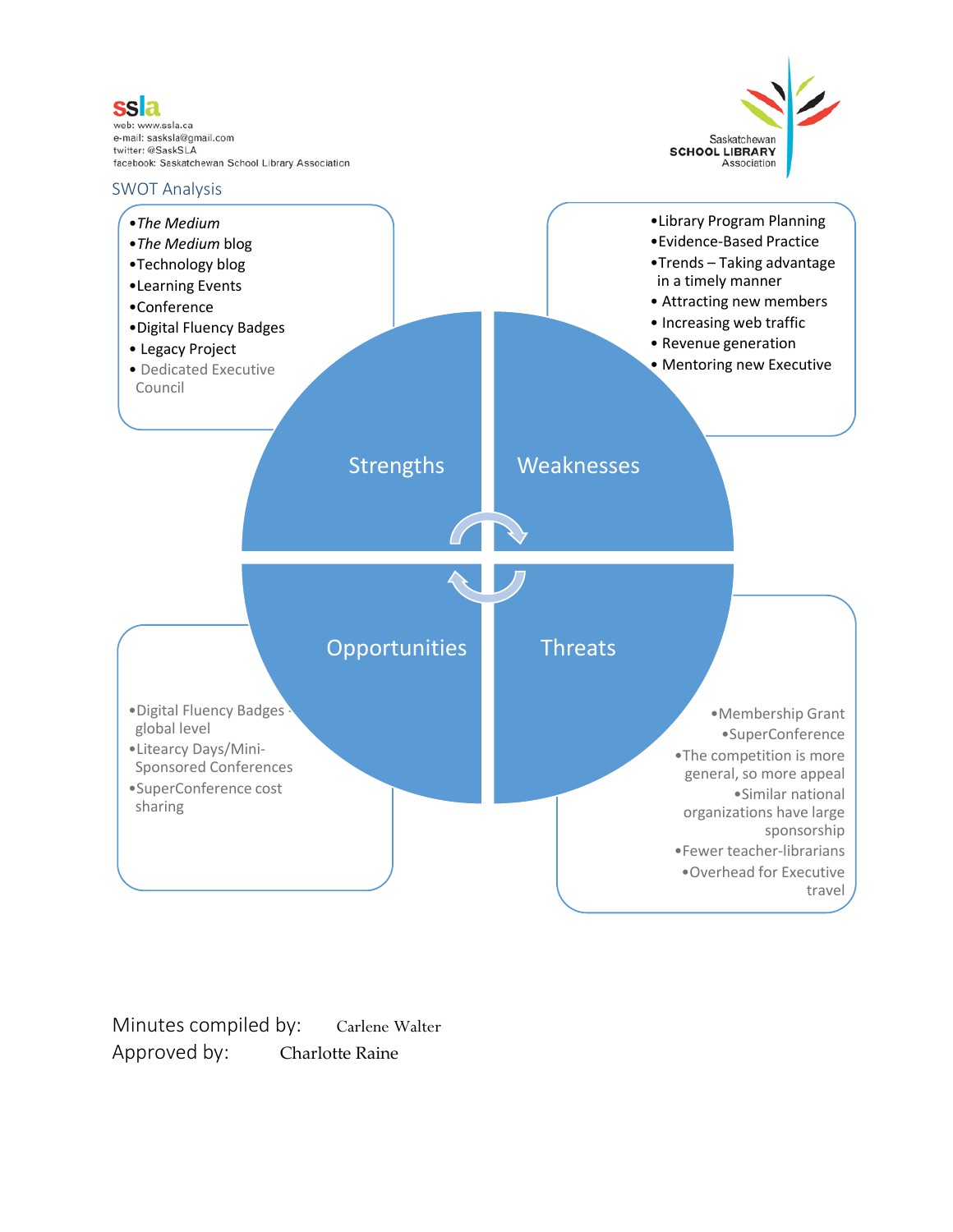**ssla**
web: www.ssla.ca
e-mail: sasksla@gmail.com
twitter: @SaskSLA
facebook: Saskatchewan School Library Association

Saskatchewan **SCHOOL LIBRARY** Association

## SWOT Analysis

### Strengths

- *The Medium*
- *The Medium* blog
- Technology blog
- Learning Events
- Conference
- Digital Fluency Badges
- Legacy Project
- Dedicated Executive Council

### Weaknesses

- Library Program Planning
- Evidence-Based Practice
- Trends – Taking advantage in a timely manner
- Attracting new members
- Increasing web traffic
- Revenue generation
- Mentoring new Executive

### Opportunities

- Digital Fluency Badges - global level
- Litearcy Days/Mini-Sponsored Conferences
- SuperConference cost sharing

### Threats

- Membership Grant
- SuperConference
- The competition is more general, so more appeal
- Similar national organizations have large sponsorship
- Fewer teacher-librarians
- Overhead for Executive travel

Minutes compiled by: Carlene Walter
Approved by: Charlotte Raine